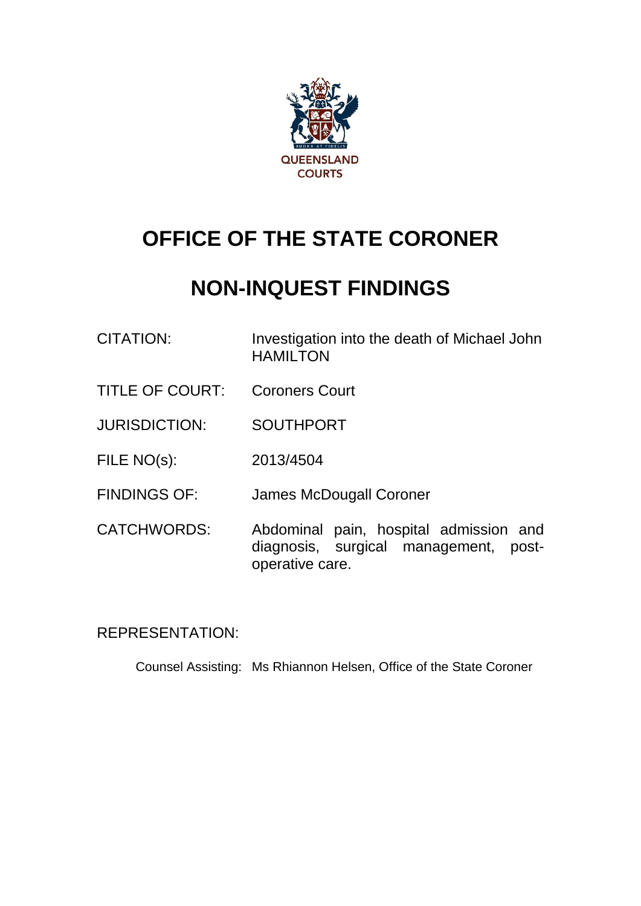QUEENSLAND COURTS

# OFFICE OF THE STATE CORONER

# NON-INQUEST FINDINGS

| | |
|---|---|
| CITATION: | Investigation into the death of Michael John HAMILTON |
| TITLE OF COURT: | Coroners Court |
| JURISDICTION: | SOUTHPORT |
| FILE NO(s): | 2013/4504 |
| FINDINGS OF: | James McDougall Coroner |
| CATCHWORDS: | Abdominal pain, hospital admission and diagnosis, surgical management, post-operative care. |

REPRESENTATION:

Counsel Assisting: Ms Rhiannon Helsen, Office of the State Coroner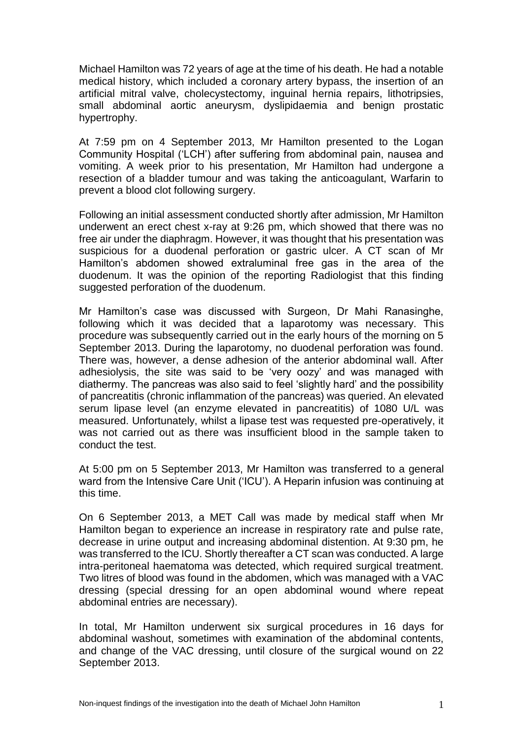Michael Hamilton was 72 years of age at the time of his death. He had a notable medical history, which included a coronary artery bypass, the insertion of an artificial mitral valve, cholecystectomy, inguinal hernia repairs, lithotripsies, small abdominal aortic aneurysm, dyslipidaemia and benign prostatic hypertrophy.

At 7:59 pm on 4 September 2013, Mr Hamilton presented to the Logan Community Hospital ('LCH') after suffering from abdominal pain, nausea and vomiting. A week prior to his presentation, Mr Hamilton had undergone a resection of a bladder tumour and was taking the anticoagulant, Warfarin to prevent a blood clot following surgery.

Following an initial assessment conducted shortly after admission, Mr Hamilton underwent an erect chest x-ray at 9:26 pm, which showed that there was no free air under the diaphragm. However, it was thought that his presentation was suspicious for a duodenal perforation or gastric ulcer. A CT scan of Mr Hamilton's abdomen showed extraluminal free gas in the area of the duodenum. It was the opinion of the reporting Radiologist that this finding suggested perforation of the duodenum.

Mr Hamilton's case was discussed with Surgeon, Dr Mahi Ranasinghe, following which it was decided that a laparotomy was necessary. This procedure was subsequently carried out in the early hours of the morning on 5 September 2013. During the laparotomy, no duodenal perforation was found. There was, however, a dense adhesion of the anterior abdominal wall. After adhesiolysis, the site was said to be 'very oozy' and was managed with diathermy. The pancreas was also said to feel 'slightly hard' and the possibility of pancreatitis (chronic inflammation of the pancreas) was queried. An elevated serum lipase level (an enzyme elevated in pancreatitis) of 1080 U/L was measured. Unfortunately, whilst a lipase test was requested pre-operatively, it was not carried out as there was insufficient blood in the sample taken to conduct the test.

At 5:00 pm on 5 September 2013, Mr Hamilton was transferred to a general ward from the Intensive Care Unit ('ICU'). A Heparin infusion was continuing at this time.

On 6 September 2013, a MET Call was made by medical staff when Mr Hamilton began to experience an increase in respiratory rate and pulse rate, decrease in urine output and increasing abdominal distention. At 9:30 pm, he was transferred to the ICU. Shortly thereafter a CT scan was conducted. A large intra-peritoneal haematoma was detected, which required surgical treatment. Two litres of blood was found in the abdomen, which was managed with a VAC dressing (special dressing for an open abdominal wound where repeat abdominal entries are necessary).

In total, Mr Hamilton underwent six surgical procedures in 16 days for abdominal washout, sometimes with examination of the abdominal contents, and change of the VAC dressing, until closure of the surgical wound on 22 September 2013.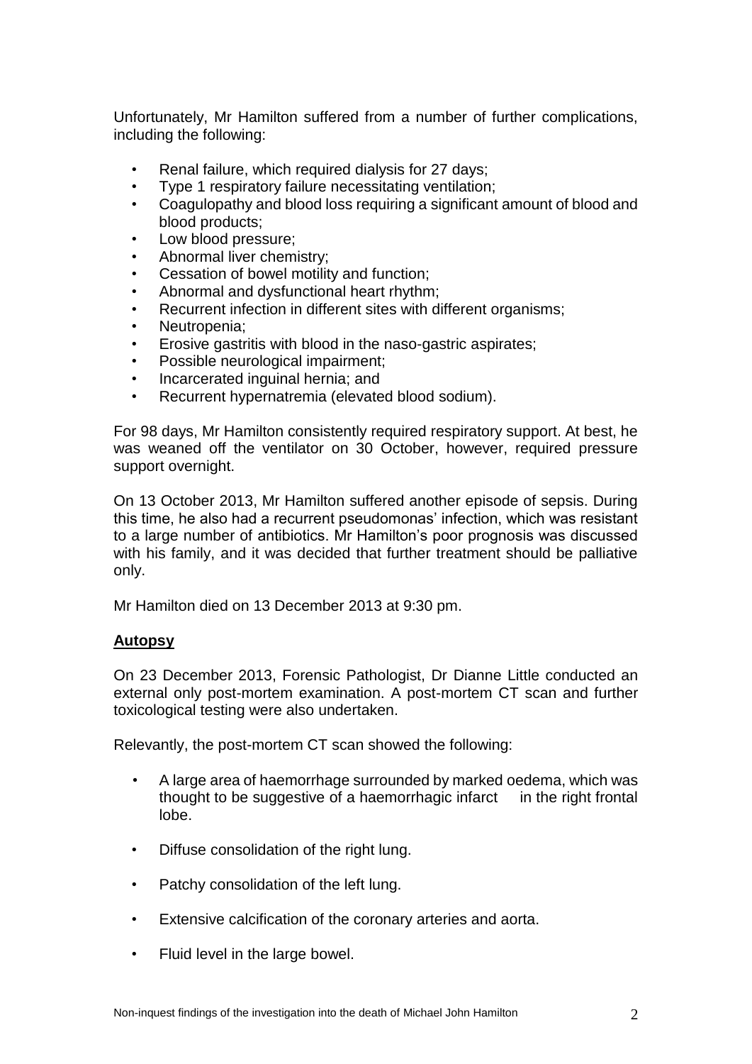Unfortunately, Mr Hamilton suffered from a number of further complications, including the following:

- Renal failure, which required dialysis for 27 days;
- Type 1 respiratory failure necessitating ventilation;
- Coagulopathy and blood loss requiring a significant amount of blood and blood products;
- Low blood pressure;
- Abnormal liver chemistry;
- Cessation of bowel motility and function;
- Abnormal and dysfunctional heart rhythm;
- Recurrent infection in different sites with different organisms;
- Neutropenia;
- Erosive gastritis with blood in the naso-gastric aspirates;
- Possible neurological impairment;
- Incarcerated inguinal hernia; and
- Recurrent hypernatremia (elevated blood sodium).

For 98 days, Mr Hamilton consistently required respiratory support. At best, he was weaned off the ventilator on 30 October, however, required pressure support overnight.

On 13 October 2013, Mr Hamilton suffered another episode of sepsis. During this time, he also had a recurrent pseudomonas' infection, which was resistant to a large number of antibiotics. Mr Hamilton's poor prognosis was discussed with his family, and it was decided that further treatment should be palliative only.

Mr Hamilton died on 13 December 2013 at 9:30 pm.

## Autopsy

On 23 December 2013, Forensic Pathologist, Dr Dianne Little conducted an external only post-mortem examination. A post-mortem CT scan and further toxicological testing were also undertaken.

Relevantly, the post-mortem CT scan showed the following:

- A large area of haemorrhage surrounded by marked oedema, which was thought to be suggestive of a haemorrhagic infarct in the right frontal lobe.
- Diffuse consolidation of the right lung.
- Patchy consolidation of the left lung.
- Extensive calcification of the coronary arteries and aorta.
- Fluid level in the large bowel.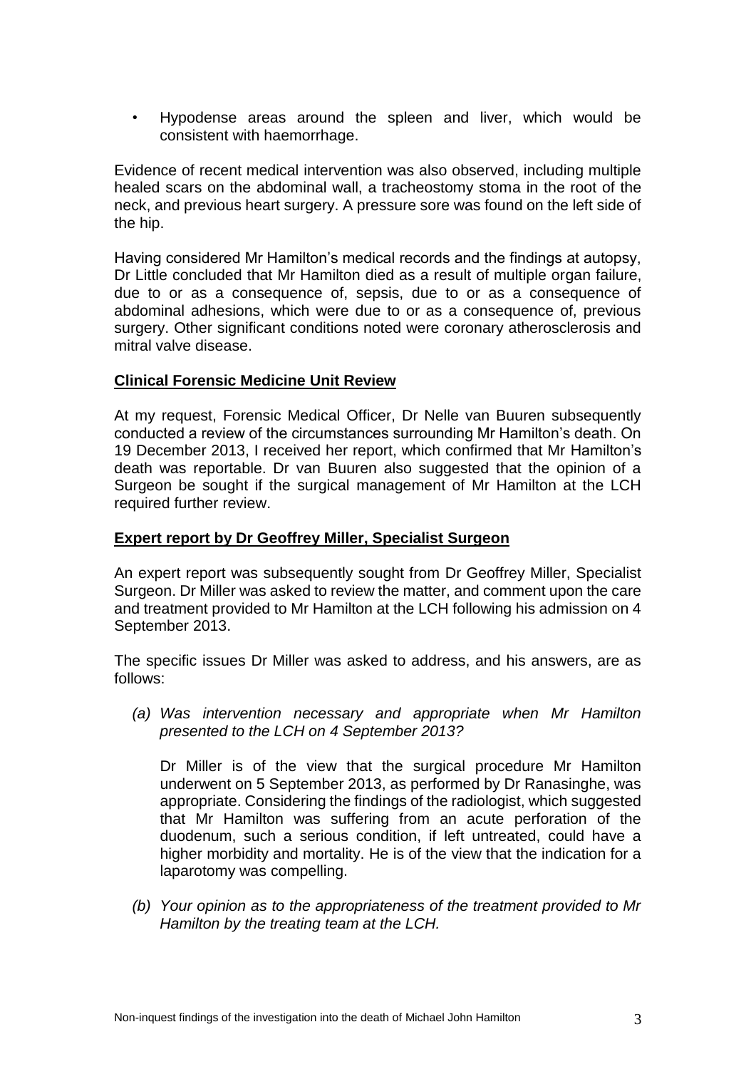- Hypodense areas around the spleen and liver, which would be consistent with haemorrhage.

Evidence of recent medical intervention was also observed, including multiple healed scars on the abdominal wall, a tracheostomy stoma in the root of the neck, and previous heart surgery. A pressure sore was found on the left side of the hip.

Having considered Mr Hamilton's medical records and the findings at autopsy, Dr Little concluded that Mr Hamilton died as a result of multiple organ failure, due to or as a consequence of, sepsis, due to or as a consequence of abdominal adhesions, which were due to or as a consequence of, previous surgery. Other significant conditions noted were coronary atherosclerosis and mitral valve disease.

**Clinical Forensic Medicine Unit Review**

At my request, Forensic Medical Officer, Dr Nelle van Buuren subsequently conducted a review of the circumstances surrounding Mr Hamilton's death. On 19 December 2013, I received her report, which confirmed that Mr Hamilton's death was reportable. Dr van Buuren also suggested that the opinion of a Surgeon be sought if the surgical management of Mr Hamilton at the LCH required further review.

**Expert report by Dr Geoffrey Miller, Specialist Surgeon**

An expert report was subsequently sought from Dr Geoffrey Miller, Specialist Surgeon. Dr Miller was asked to review the matter, and comment upon the care and treatment provided to Mr Hamilton at the LCH following his admission on 4 September 2013.

The specific issues Dr Miller was asked to address, and his answers, are as follows:

*(a) Was intervention necessary and appropriate when Mr Hamilton presented to the LCH on 4 September 2013?*

Dr Miller is of the view that the surgical procedure Mr Hamilton underwent on 5 September 2013, as performed by Dr Ranasinghe, was appropriate. Considering the findings of the radiologist, which suggested that Mr Hamilton was suffering from an acute perforation of the duodenum, such a serious condition, if left untreated, could have a higher morbidity and mortality. He is of the view that the indication for a laparotomy was compelling.

*(b) Your opinion as to the appropriateness of the treatment provided to Mr Hamilton by the treating team at the LCH.*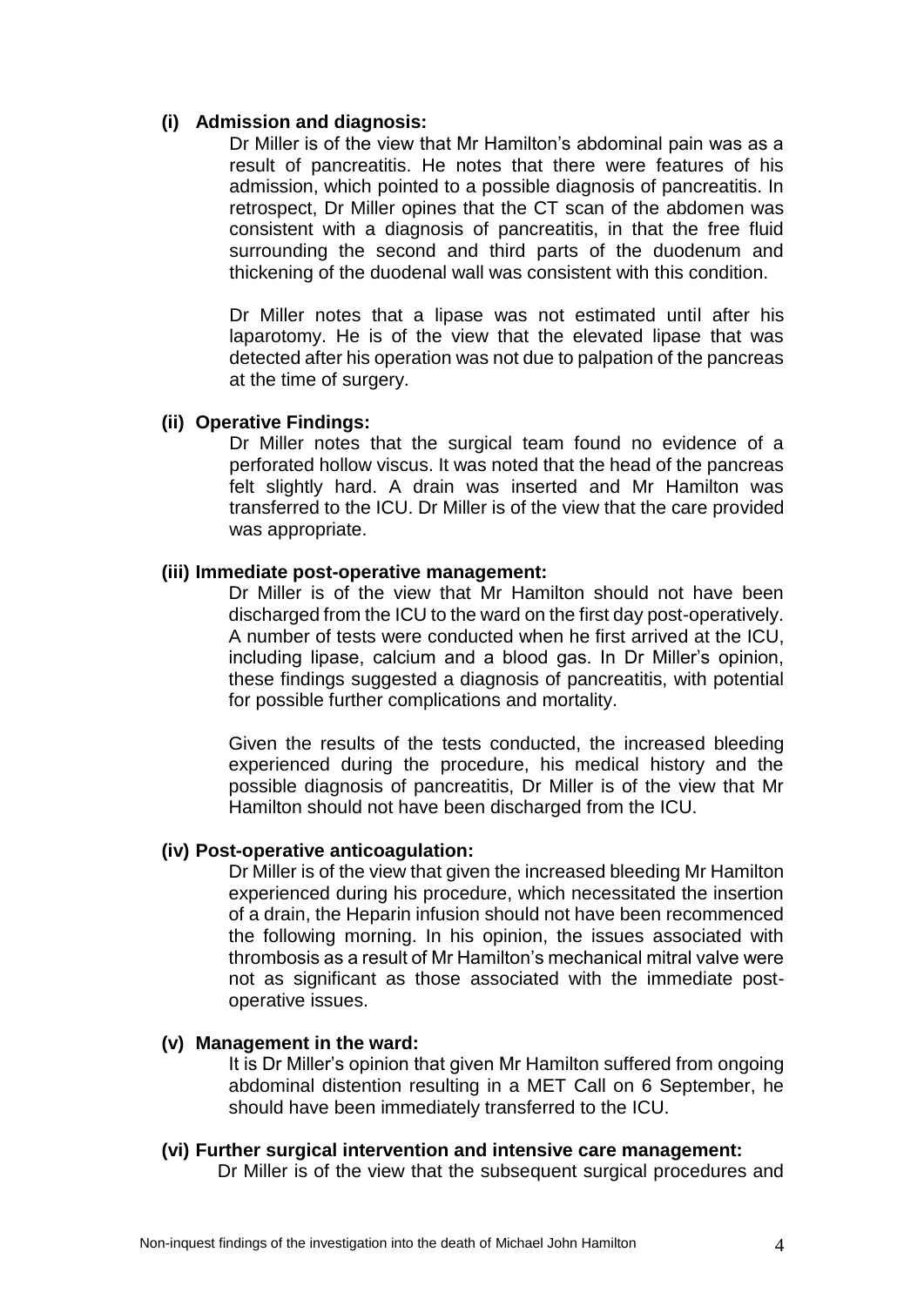**(i) Admission and diagnosis:**

Dr Miller is of the view that Mr Hamilton's abdominal pain was as a result of pancreatitis. He notes that there were features of his admission, which pointed to a possible diagnosis of pancreatitis. In retrospect, Dr Miller opines that the CT scan of the abdomen was consistent with a diagnosis of pancreatitis, in that the free fluid surrounding the second and third parts of the duodenum and thickening of the duodenal wall was consistent with this condition.

Dr Miller notes that a lipase was not estimated until after his laparotomy. He is of the view that the elevated lipase that was detected after his operation was not due to palpation of the pancreas at the time of surgery.

**(ii) Operative Findings:**

Dr Miller notes that the surgical team found no evidence of a perforated hollow viscus. It was noted that the head of the pancreas felt slightly hard. A drain was inserted and Mr Hamilton was transferred to the ICU. Dr Miller is of the view that the care provided was appropriate.

**(iii) Immediate post-operative management:**

Dr Miller is of the view that Mr Hamilton should not have been discharged from the ICU to the ward on the first day post-operatively. A number of tests were conducted when he first arrived at the ICU, including lipase, calcium and a blood gas. In Dr Miller's opinion, these findings suggested a diagnosis of pancreatitis, with potential for possible further complications and mortality.

Given the results of the tests conducted, the increased bleeding experienced during the procedure, his medical history and the possible diagnosis of pancreatitis, Dr Miller is of the view that Mr Hamilton should not have been discharged from the ICU.

**(iv) Post-operative anticoagulation:**

Dr Miller is of the view that given the increased bleeding Mr Hamilton experienced during his procedure, which necessitated the insertion of a drain, the Heparin infusion should not have been recommenced the following morning. In his opinion, the issues associated with thrombosis as a result of Mr Hamilton's mechanical mitral valve were not as significant as those associated with the immediate post-operative issues.

**(v) Management in the ward:**

It is Dr Miller's opinion that given Mr Hamilton suffered from ongoing abdominal distention resulting in a MET Call on 6 September, he should have been immediately transferred to the ICU.

**(vi) Further surgical intervention and intensive care management:**

Dr Miller is of the view that the subsequent surgical procedures and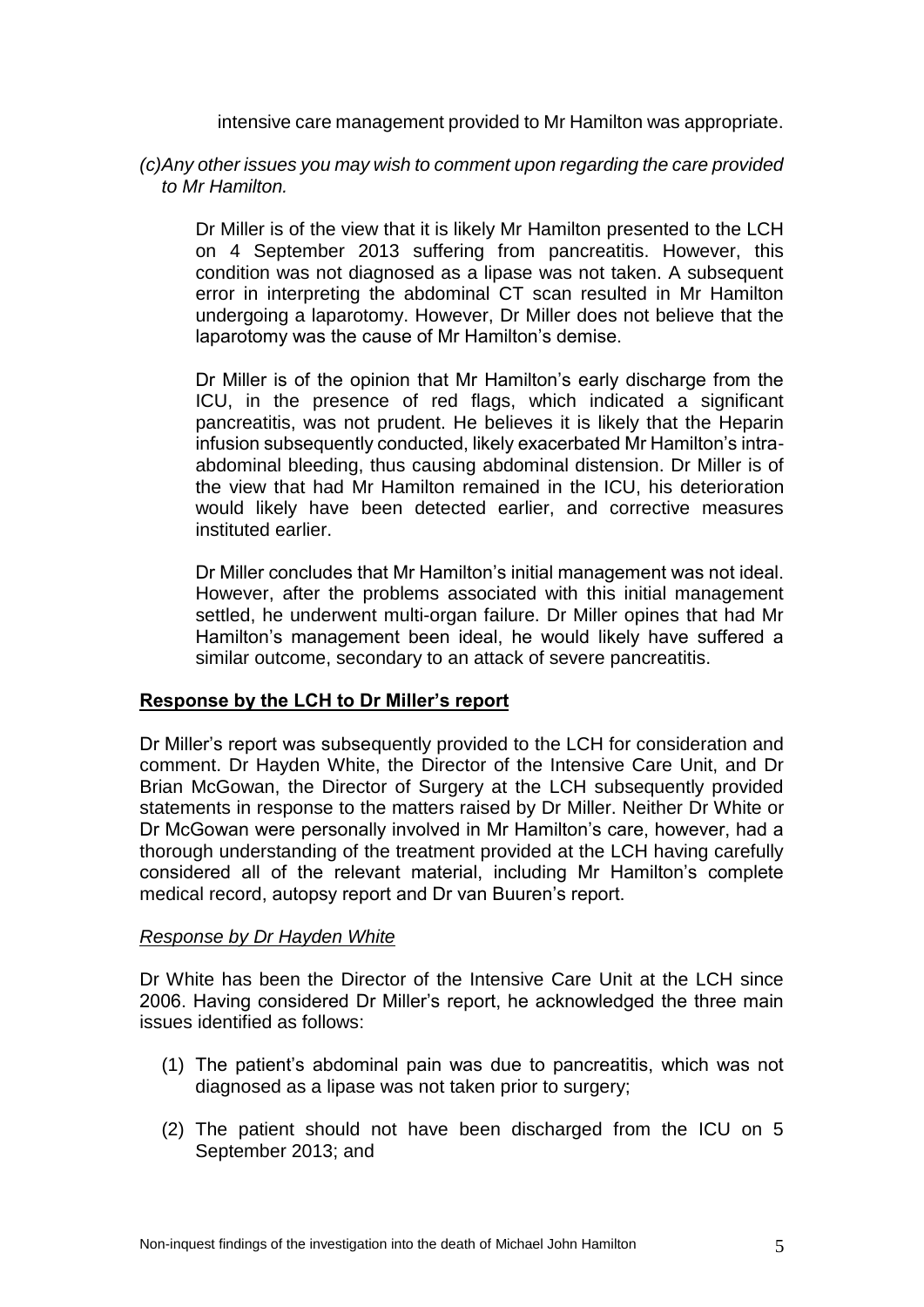intensive care management provided to Mr Hamilton was appropriate.

*(c)Any other issues you may wish to comment upon regarding the care provided to Mr Hamilton.*

Dr Miller is of the view that it is likely Mr Hamilton presented to the LCH on 4 September 2013 suffering from pancreatitis. However, this condition was not diagnosed as a lipase was not taken. A subsequent error in interpreting the abdominal CT scan resulted in Mr Hamilton undergoing a laparotomy. However, Dr Miller does not believe that the laparotomy was the cause of Mr Hamilton's demise.

Dr Miller is of the opinion that Mr Hamilton's early discharge from the ICU, in the presence of red flags, which indicated a significant pancreatitis, was not prudent. He believes it is likely that the Heparin infusion subsequently conducted, likely exacerbated Mr Hamilton's intra-abdominal bleeding, thus causing abdominal distension. Dr Miller is of the view that had Mr Hamilton remained in the ICU, his deterioration would likely have been detected earlier, and corrective measures instituted earlier.

Dr Miller concludes that Mr Hamilton's initial management was not ideal. However, after the problems associated with this initial management settled, he underwent multi-organ failure. Dr Miller opines that had Mr Hamilton's management been ideal, he would likely have suffered a similar outcome, secondary to an attack of severe pancreatitis.

**Response by the LCH to Dr Miller's report**

Dr Miller's report was subsequently provided to the LCH for consideration and comment. Dr Hayden White, the Director of the Intensive Care Unit, and Dr Brian McGowan, the Director of Surgery at the LCH subsequently provided statements in response to the matters raised by Dr Miller. Neither Dr White or Dr McGowan were personally involved in Mr Hamilton's care, however, had a thorough understanding of the treatment provided at the LCH having carefully considered all of the relevant material, including Mr Hamilton's complete medical record, autopsy report and Dr van Buuren's report.

*Response by Dr Hayden White*

Dr White has been the Director of the Intensive Care Unit at the LCH since 2006. Having considered Dr Miller's report, he acknowledged the three main issues identified as follows:

(1) The patient's abdominal pain was due to pancreatitis, which was not diagnosed as a lipase was not taken prior to surgery;

(2) The patient should not have been discharged from the ICU on 5 September 2013; and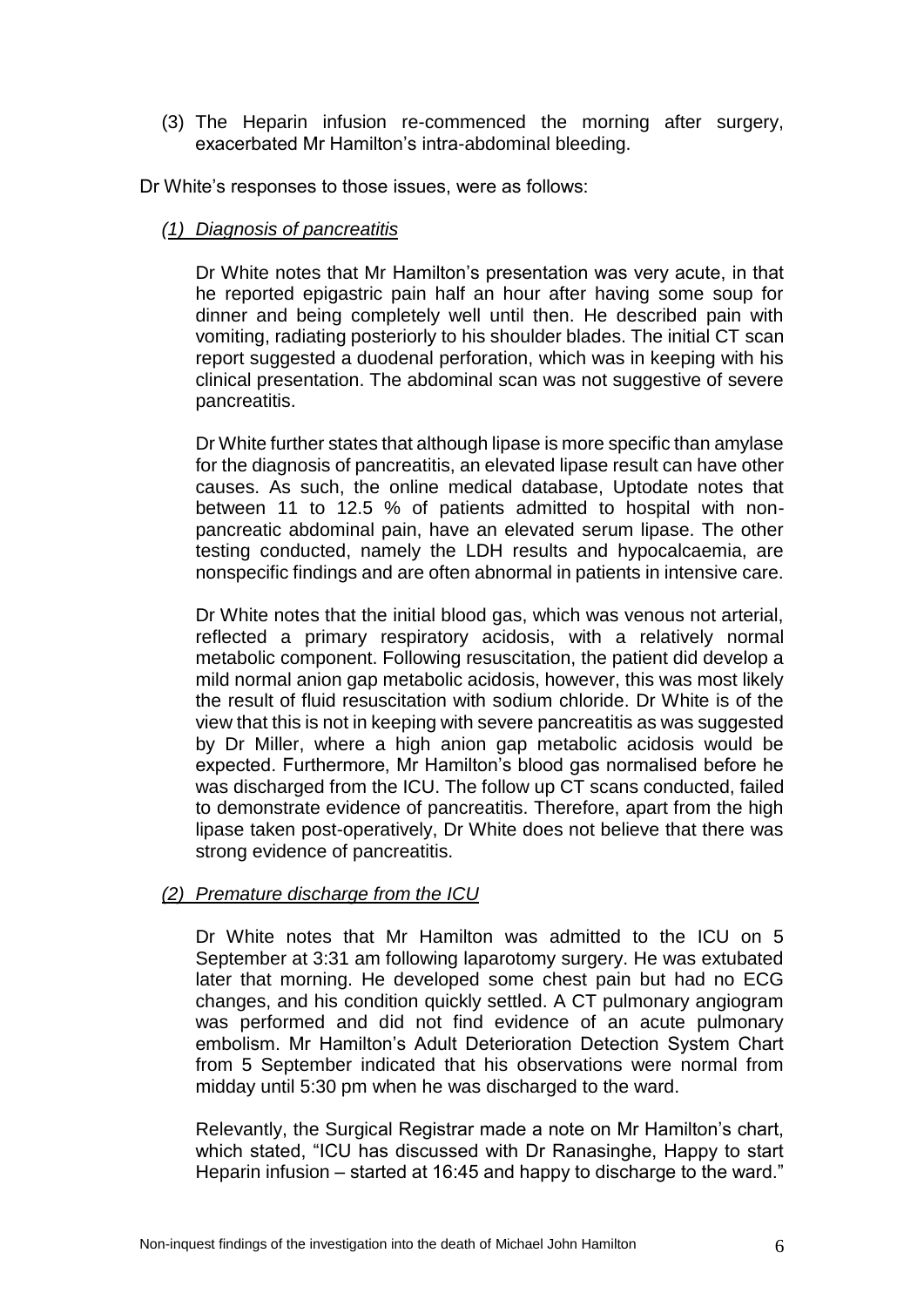(3) The Heparin infusion re-commenced the morning after surgery, exacerbated Mr Hamilton's intra-abdominal bleeding.

Dr White's responses to those issues, were as follows:

*(1) Diagnosis of pancreatitis*

Dr White notes that Mr Hamilton's presentation was very acute, in that he reported epigastric pain half an hour after having some soup for dinner and being completely well until then. He described pain with vomiting, radiating posteriorly to his shoulder blades. The initial CT scan report suggested a duodenal perforation, which was in keeping with his clinical presentation. The abdominal scan was not suggestive of severe pancreatitis.

Dr White further states that although lipase is more specific than amylase for the diagnosis of pancreatitis, an elevated lipase result can have other causes. As such, the online medical database, Uptodate notes that between 11 to 12.5 % of patients admitted to hospital with non-pancreatic abdominal pain, have an elevated serum lipase. The other testing conducted, namely the LDH results and hypocalcaemia, are nonspecific findings and are often abnormal in patients in intensive care.

Dr White notes that the initial blood gas, which was venous not arterial, reflected a primary respiratory acidosis, with a relatively normal metabolic component. Following resuscitation, the patient did develop a mild normal anion gap metabolic acidosis, however, this was most likely the result of fluid resuscitation with sodium chloride. Dr White is of the view that this is not in keeping with severe pancreatitis as was suggested by Dr Miller, where a high anion gap metabolic acidosis would be expected. Furthermore, Mr Hamilton's blood gas normalised before he was discharged from the ICU. The follow up CT scans conducted, failed to demonstrate evidence of pancreatitis. Therefore, apart from the high lipase taken post-operatively, Dr White does not believe that there was strong evidence of pancreatitis.

*(2) Premature discharge from the ICU*

Dr White notes that Mr Hamilton was admitted to the ICU on 5 September at 3:31 am following laparotomy surgery. He was extubated later that morning. He developed some chest pain but had no ECG changes, and his condition quickly settled. A CT pulmonary angiogram was performed and did not find evidence of an acute pulmonary embolism. Mr Hamilton's Adult Deterioration Detection System Chart from 5 September indicated that his observations were normal from midday until 5:30 pm when he was discharged to the ward.

Relevantly, the Surgical Registrar made a note on Mr Hamilton's chart, which stated, "ICU has discussed with Dr Ranasinghe, Happy to start Heparin infusion – started at 16:45 and happy to discharge to the ward."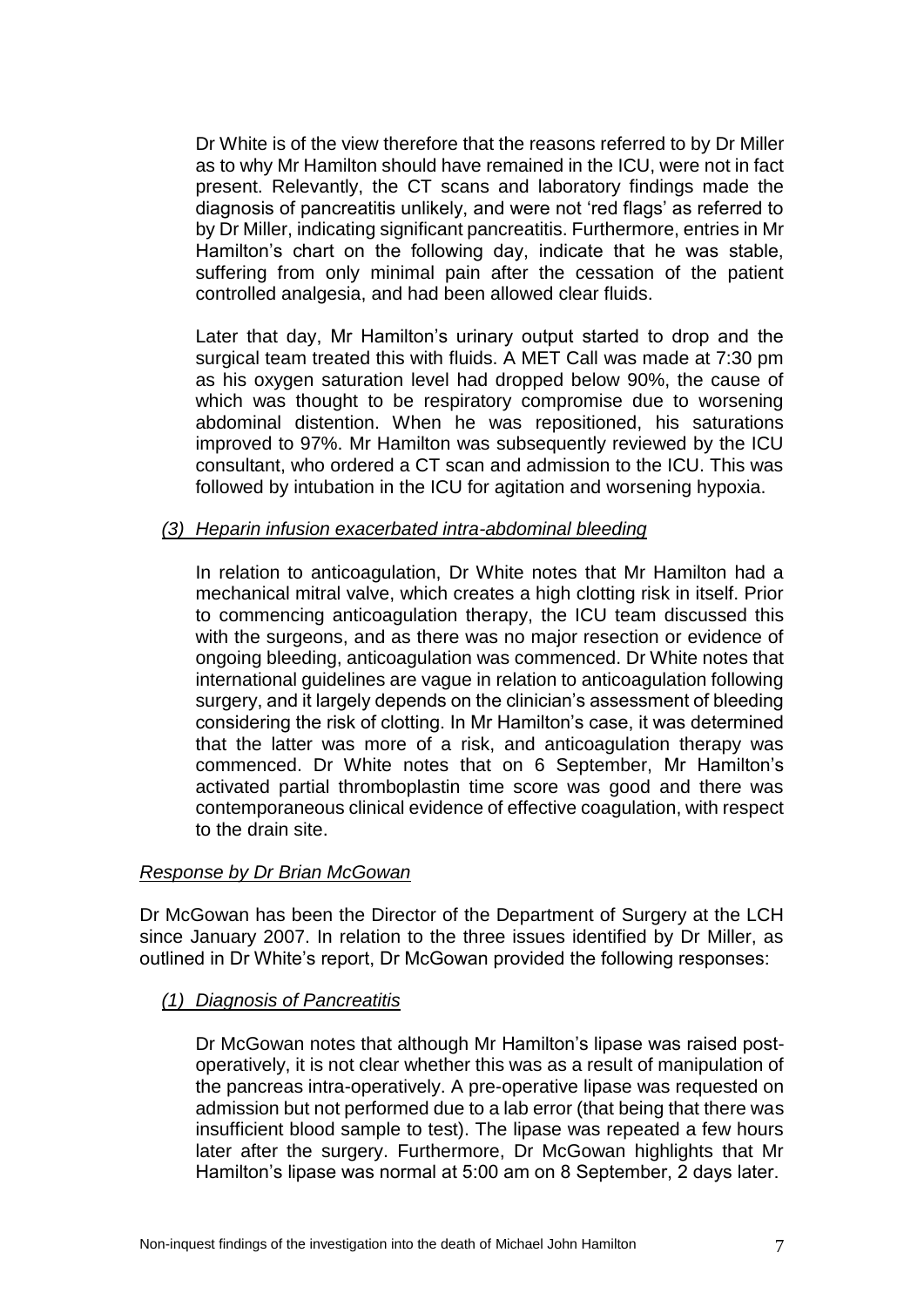Dr White is of the view therefore that the reasons referred to by Dr Miller as to why Mr Hamilton should have remained in the ICU, were not in fact present. Relevantly, the CT scans and laboratory findings made the diagnosis of pancreatitis unlikely, and were not 'red flags' as referred to by Dr Miller, indicating significant pancreatitis. Furthermore, entries in Mr Hamilton's chart on the following day, indicate that he was stable, suffering from only minimal pain after the cessation of the patient controlled analgesia, and had been allowed clear fluids.

Later that day, Mr Hamilton's urinary output started to drop and the surgical team treated this with fluids. A MET Call was made at 7:30 pm as his oxygen saturation level had dropped below 90%, the cause of which was thought to be respiratory compromise due to worsening abdominal distention. When he was repositioned, his saturations improved to 97%. Mr Hamilton was subsequently reviewed by the ICU consultant, who ordered a CT scan and admission to the ICU. This was followed by intubation in the ICU for agitation and worsening hypoxia.

*(3) Heparin infusion exacerbated intra-abdominal bleeding*

In relation to anticoagulation, Dr White notes that Mr Hamilton had a mechanical mitral valve, which creates a high clotting risk in itself. Prior to commencing anticoagulation therapy, the ICU team discussed this with the surgeons, and as there was no major resection or evidence of ongoing bleeding, anticoagulation was commenced. Dr White notes that international guidelines are vague in relation to anticoagulation following surgery, and it largely depends on the clinician's assessment of bleeding considering the risk of clotting. In Mr Hamilton's case, it was determined that the latter was more of a risk, and anticoagulation therapy was commenced. Dr White notes that on 6 September, Mr Hamilton's activated partial thromboplastin time score was good and there was contemporaneous clinical evidence of effective coagulation, with respect to the drain site.

*Response by Dr Brian McGowan*

Dr McGowan has been the Director of the Department of Surgery at the LCH since January 2007. In relation to the three issues identified by Dr Miller, as outlined in Dr White's report, Dr McGowan provided the following responses:

*(1) Diagnosis of Pancreatitis*

Dr McGowan notes that although Mr Hamilton's lipase was raised post-operatively, it is not clear whether this was as a result of manipulation of the pancreas intra-operatively. A pre-operative lipase was requested on admission but not performed due to a lab error (that being that there was insufficient blood sample to test). The lipase was repeated a few hours later after the surgery. Furthermore, Dr McGowan highlights that Mr Hamilton's lipase was normal at 5:00 am on 8 September, 2 days later.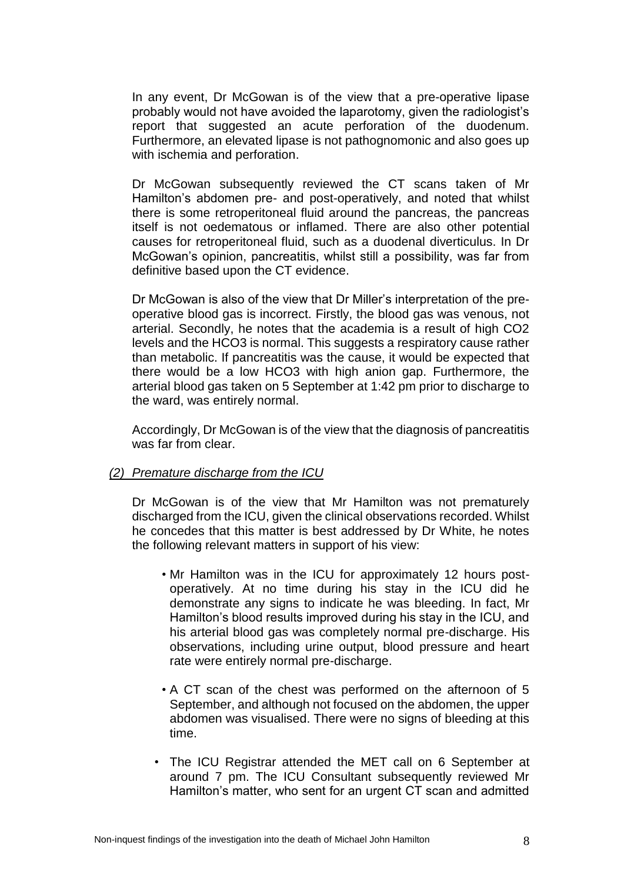In any event, Dr McGowan is of the view that a pre-operative lipase probably would not have avoided the laparotomy, given the radiologist's report that suggested an acute perforation of the duodenum. Furthermore, an elevated lipase is not pathognomonic and also goes up with ischemia and perforation.

Dr McGowan subsequently reviewed the CT scans taken of Mr Hamilton's abdomen pre- and post-operatively, and noted that whilst there is some retroperitoneal fluid around the pancreas, the pancreas itself is not oedematous or inflamed. There are also other potential causes for retroperitoneal fluid, such as a duodenal diverticulus. In Dr McGowan's opinion, pancreatitis, whilst still a possibility, was far from definitive based upon the CT evidence.

Dr McGowan is also of the view that Dr Miller's interpretation of the pre-operative blood gas is incorrect. Firstly, the blood gas was venous, not arterial. Secondly, he notes that the academia is a result of high $CO_2$ levels and the $HCO_3$ is normal. This suggests a respiratory cause rather than metabolic. If pancreatitis was the cause, it would be expected that there would be a low $HCO_3$ with high anion gap. Furthermore, the arterial blood gas taken on 5 September at 1:42 pm prior to discharge to the ward, was entirely normal.

Accordingly, Dr McGowan is of the view that the diagnosis of pancreatitis was far from clear.

*(2) Premature discharge from the ICU*

Dr McGowan is of the view that Mr Hamilton was not prematurely discharged from the ICU, given the clinical observations recorded. Whilst he concedes that this matter is best addressed by Dr White, he notes the following relevant matters in support of his view:

- Mr Hamilton was in the ICU for approximately 12 hours post-operatively. At no time during his stay in the ICU did he demonstrate any signs to indicate he was bleeding. In fact, Mr Hamilton's blood results improved during his stay in the ICU, and his arterial blood gas was completely normal pre-discharge. His observations, including urine output, blood pressure and heart rate were entirely normal pre-discharge.

- A CT scan of the chest was performed on the afternoon of 5 September, and although not focused on the abdomen, the upper abdomen was visualised. There were no signs of bleeding at this time.

- The ICU Registrar attended the MET call on 6 September at around 7 pm. The ICU Consultant subsequently reviewed Mr Hamilton's matter, who sent for an urgent CT scan and admitted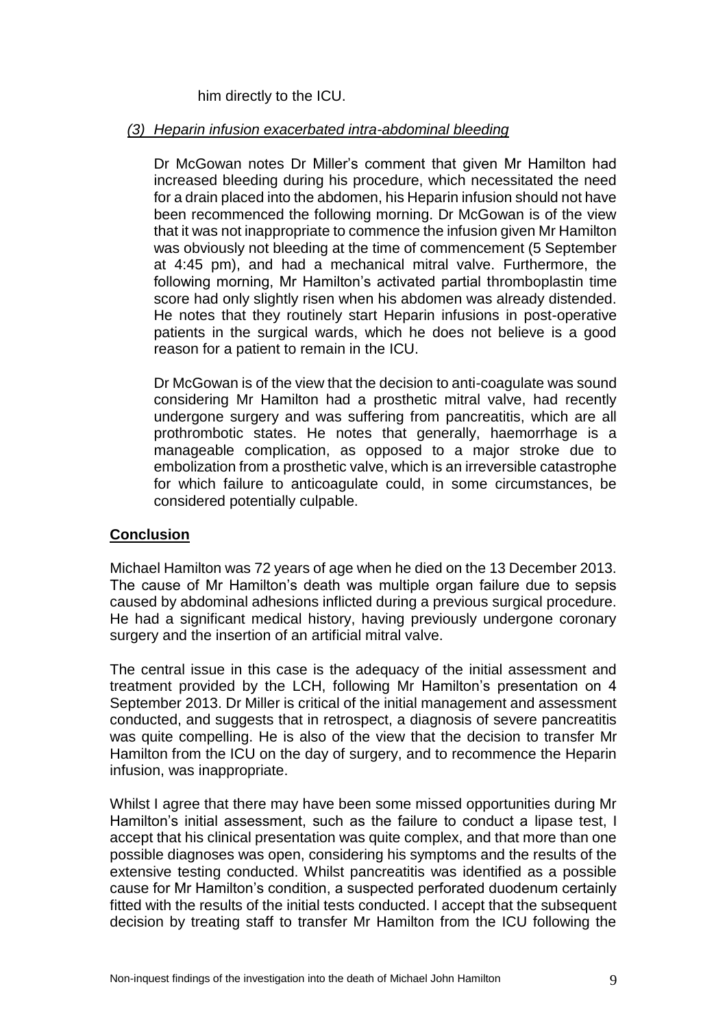him directly to the ICU.

*(3) Heparin infusion exacerbated intra-abdominal bleeding*

Dr McGowan notes Dr Miller's comment that given Mr Hamilton had increased bleeding during his procedure, which necessitated the need for a drain placed into the abdomen, his Heparin infusion should not have been recommenced the following morning. Dr McGowan is of the view that it was not inappropriate to commence the infusion given Mr Hamilton was obviously not bleeding at the time of commencement (5 September at 4:45 pm), and had a mechanical mitral valve. Furthermore, the following morning, Mr Hamilton's activated partial thromboplastin time score had only slightly risen when his abdomen was already distended. He notes that they routinely start Heparin infusions in post-operative patients in the surgical wards, which he does not believe is a good reason for a patient to remain in the ICU.

Dr McGowan is of the view that the decision to anti-coagulate was sound considering Mr Hamilton had a prosthetic mitral valve, had recently undergone surgery and was suffering from pancreatitis, which are all prothrombotic states. He notes that generally, haemorrhage is a manageable complication, as opposed to a major stroke due to embolization from a prosthetic valve, which is an irreversible catastrophe for which failure to anticoagulate could, in some circumstances, be considered potentially culpable.

## Conclusion

Michael Hamilton was 72 years of age when he died on the 13 December 2013. The cause of Mr Hamilton's death was multiple organ failure due to sepsis caused by abdominal adhesions inflicted during a previous surgical procedure. He had a significant medical history, having previously undergone coronary surgery and the insertion of an artificial mitral valve.

The central issue in this case is the adequacy of the initial assessment and treatment provided by the LCH, following Mr Hamilton's presentation on 4 September 2013. Dr Miller is critical of the initial management and assessment conducted, and suggests that in retrospect, a diagnosis of severe pancreatitis was quite compelling. He is also of the view that the decision to transfer Mr Hamilton from the ICU on the day of surgery, and to recommence the Heparin infusion, was inappropriate.

Whilst I agree that there may have been some missed opportunities during Mr Hamilton's initial assessment, such as the failure to conduct a lipase test, I accept that his clinical presentation was quite complex, and that more than one possible diagnoses was open, considering his symptoms and the results of the extensive testing conducted. Whilst pancreatitis was identified as a possible cause for Mr Hamilton's condition, a suspected perforated duodenum certainly fitted with the results of the initial tests conducted. I accept that the subsequent decision by treating staff to transfer Mr Hamilton from the ICU following the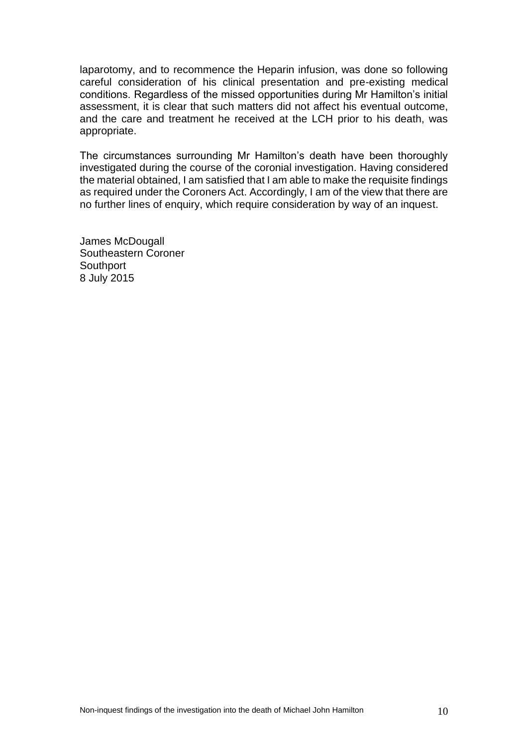laparotomy, and to recommence the Heparin infusion, was done so following careful consideration of his clinical presentation and pre-existing medical conditions. Regardless of the missed opportunities during Mr Hamilton's initial assessment, it is clear that such matters did not affect his eventual outcome, and the care and treatment he received at the LCH prior to his death, was appropriate.

The circumstances surrounding Mr Hamilton's death have been thoroughly investigated during the course of the coronial investigation. Having considered the material obtained, I am satisfied that I am able to make the requisite findings as required under the Coroners Act. Accordingly, I am of the view that there are no further lines of enquiry, which require consideration by way of an inquest.

James McDougall
Southeastern Coroner
Southport
8 July 2015